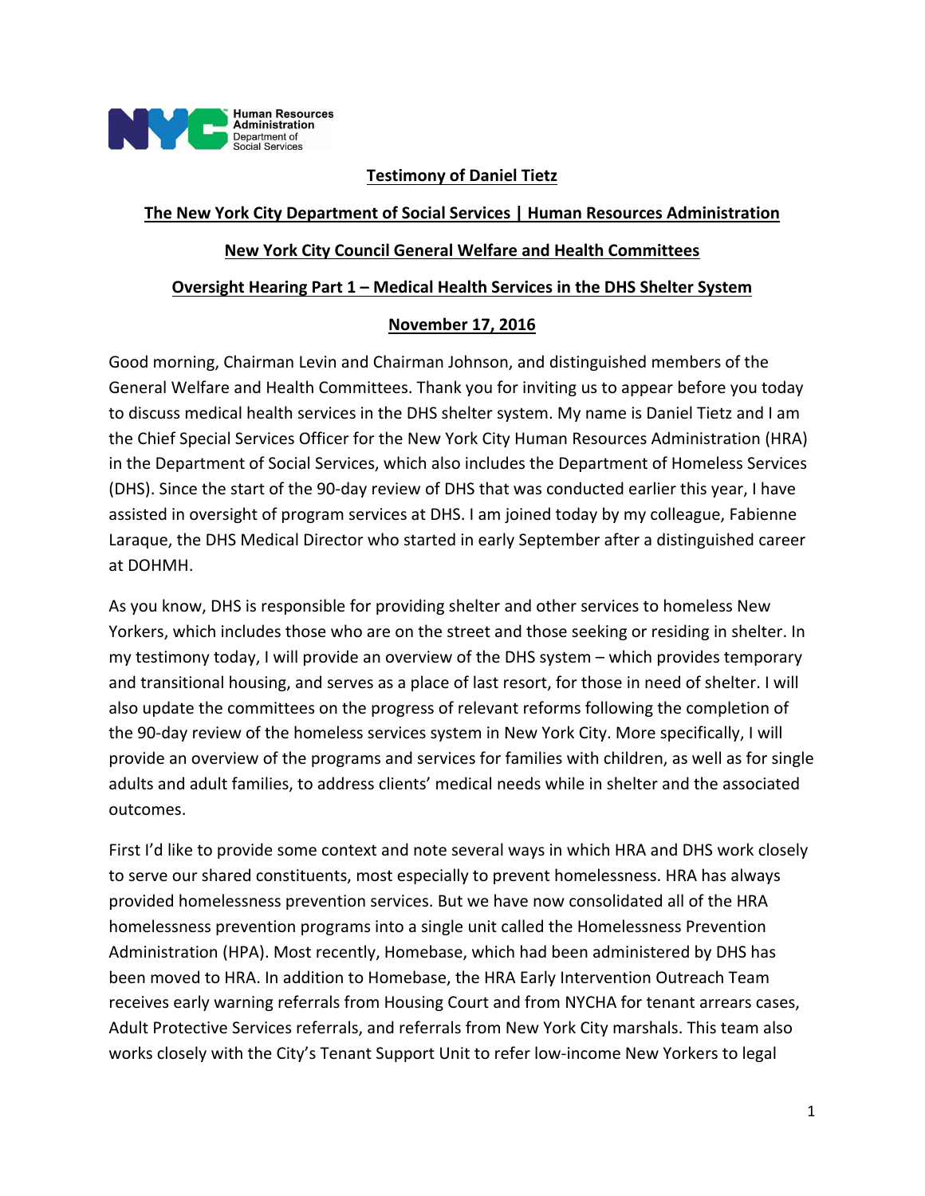Human Resources Administration
Department of Social Services

**Testimony of Daniel Tietz**

**The New York City Department of Social Services | Human Resources Administration**

**New York City Council General Welfare and Health Committees**

**Oversight Hearing Part 1 – Medical Health Services in the DHS Shelter System**

**November 17, 2016**

Good morning, Chairman Levin and Chairman Johnson, and distinguished members of the General Welfare and Health Committees. Thank you for inviting us to appear before you today to discuss medical health services in the DHS shelter system. My name is Daniel Tietz and I am the Chief Special Services Officer for the New York City Human Resources Administration (HRA) in the Department of Social Services, which also includes the Department of Homeless Services (DHS). Since the start of the 90-day review of DHS that was conducted earlier this year, I have assisted in oversight of program services at DHS. I am joined today by my colleague, Fabienne Laraque, the DHS Medical Director who started in early September after a distinguished career at DOHMH.

As you know, DHS is responsible for providing shelter and other services to homeless New Yorkers, which includes those who are on the street and those seeking or residing in shelter. In my testimony today, I will provide an overview of the DHS system – which provides temporary and transitional housing, and serves as a place of last resort, for those in need of shelter. I will also update the committees on the progress of relevant reforms following the completion of the 90-day review of the homeless services system in New York City. More specifically, I will provide an overview of the programs and services for families with children, as well as for single adults and adult families, to address clients' medical needs while in shelter and the associated outcomes.

First I'd like to provide some context and note several ways in which HRA and DHS work closely to serve our shared constituents, most especially to prevent homelessness. HRA has always provided homelessness prevention services. But we have now consolidated all of the HRA homelessness prevention programs into a single unit called the Homelessness Prevention Administration (HPA). Most recently, Homebase, which had been administered by DHS has been moved to HRA. In addition to Homebase, the HRA Early Intervention Outreach Team receives early warning referrals from Housing Court and from NYCHA for tenant arrears cases, Adult Protective Services referrals, and referrals from New York City marshals. This team also works closely with the City's Tenant Support Unit to refer low-income New Yorkers to legal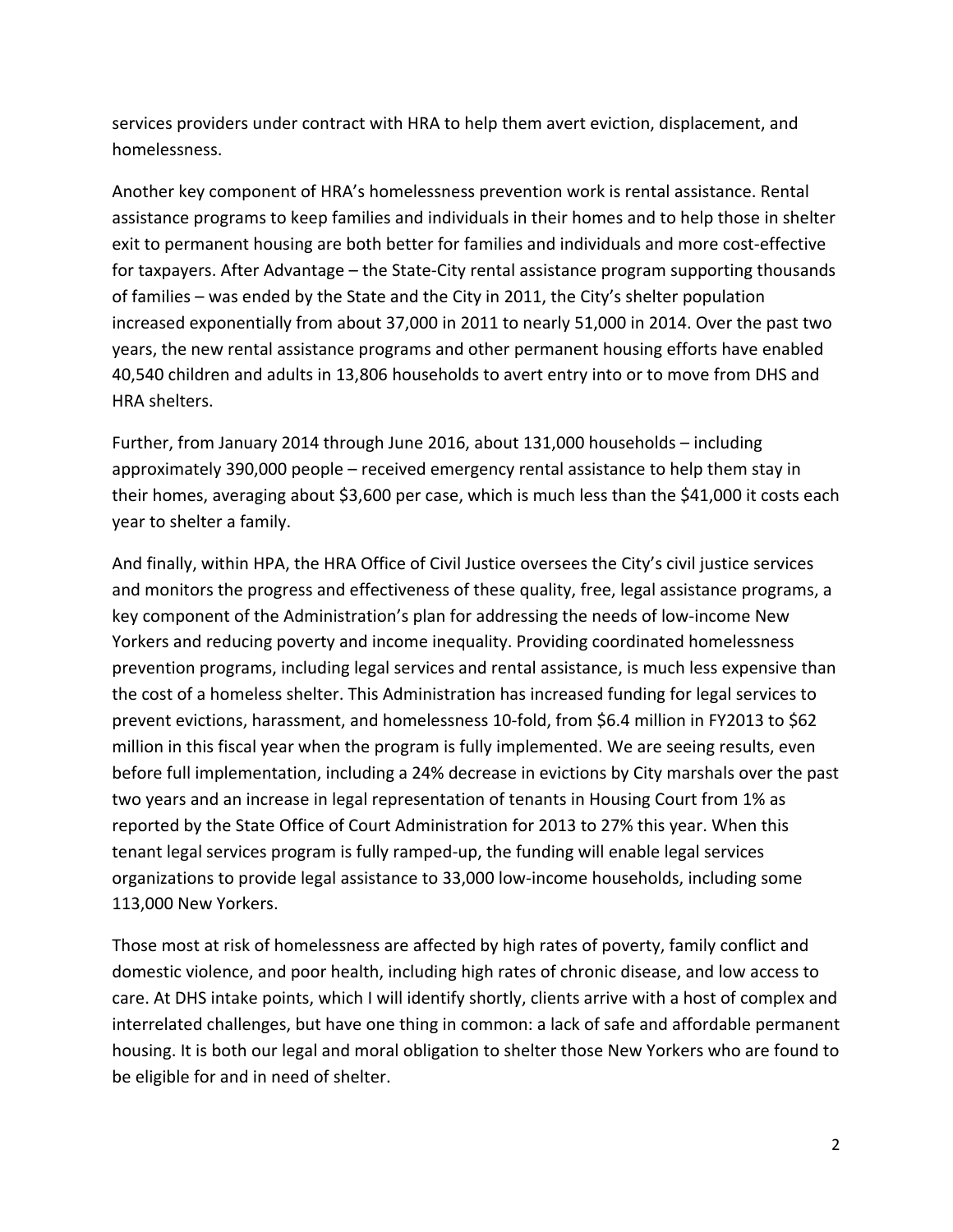services providers under contract with HRA to help them avert eviction, displacement, and homelessness.

Another key component of HRA's homelessness prevention work is rental assistance. Rental assistance programs to keep families and individuals in their homes and to help those in shelter exit to permanent housing are both better for families and individuals and more cost-effective for taxpayers. After Advantage – the State-City rental assistance program supporting thousands of families – was ended by the State and the City in 2011, the City's shelter population increased exponentially from about 37,000 in 2011 to nearly 51,000 in 2014. Over the past two years, the new rental assistance programs and other permanent housing efforts have enabled 40,540 children and adults in 13,806 households to avert entry into or to move from DHS and HRA shelters.

Further, from January 2014 through June 2016, about 131,000 households – including approximately 390,000 people – received emergency rental assistance to help them stay in their homes, averaging about $3,600 per case, which is much less than the $41,000 it costs each year to shelter a family.

And finally, within HPA, the HRA Office of Civil Justice oversees the City's civil justice services and monitors the progress and effectiveness of these quality, free, legal assistance programs, a key component of the Administration's plan for addressing the needs of low-income New Yorkers and reducing poverty and income inequality. Providing coordinated homelessness prevention programs, including legal services and rental assistance, is much less expensive than the cost of a homeless shelter. This Administration has increased funding for legal services to prevent evictions, harassment, and homelessness 10-fold, from $6.4 million in FY2013 to $62 million in this fiscal year when the program is fully implemented. We are seeing results, even before full implementation, including a 24% decrease in evictions by City marshals over the past two years and an increase in legal representation of tenants in Housing Court from 1% as reported by the State Office of Court Administration for 2013 to 27% this year. When this tenant legal services program is fully ramped-up, the funding will enable legal services organizations to provide legal assistance to 33,000 low-income households, including some 113,000 New Yorkers.

Those most at risk of homelessness are affected by high rates of poverty, family conflict and domestic violence, and poor health, including high rates of chronic disease, and low access to care. At DHS intake points, which I will identify shortly, clients arrive with a host of complex and interrelated challenges, but have one thing in common: a lack of safe and affordable permanent housing. It is both our legal and moral obligation to shelter those New Yorkers who are found to be eligible for and in need of shelter.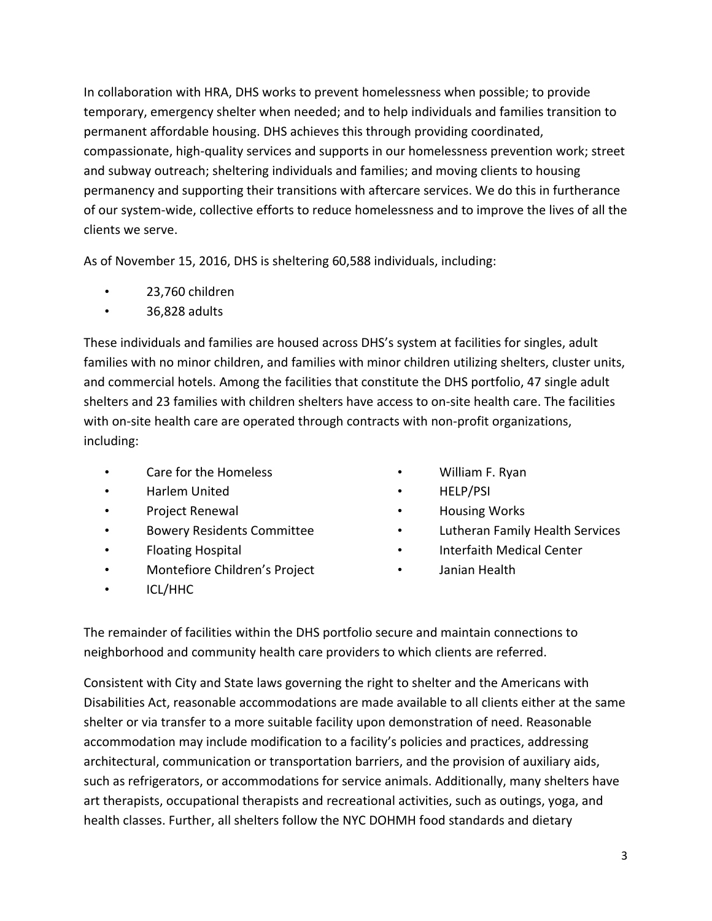In collaboration with HRA, DHS works to prevent homelessness when possible; to provide temporary, emergency shelter when needed; and to help individuals and families transition to permanent affordable housing. DHS achieves this through providing coordinated, compassionate, high-quality services and supports in our homelessness prevention work; street and subway outreach; sheltering individuals and families; and moving clients to housing permanency and supporting their transitions with aftercare services. We do this in furtherance of our system-wide, collective efforts to reduce homelessness and to improve the lives of all the clients we serve.

As of November 15, 2016, DHS is sheltering 60,588 individuals, including:

- 23,760 children
- 36,828 adults

These individuals and families are housed across DHS's system at facilities for singles, adult families with no minor children, and families with minor children utilizing shelters, cluster units, and commercial hotels. Among the facilities that constitute the DHS portfolio, 47 single adult shelters and 23 families with children shelters have access to on-site health care. The facilities with on-site health care are operated through contracts with non-profit organizations, including:

- Care for the Homeless
- Harlem United
- Project Renewal
- Bowery Residents Committee
- Floating Hospital
- Montefiore Children's Project
- ICL/HHC
- William F. Ryan
- HELP/PSI
- Housing Works
- Lutheran Family Health Services
- Interfaith Medical Center
- Janian Health

The remainder of facilities within the DHS portfolio secure and maintain connections to neighborhood and community health care providers to which clients are referred.

Consistent with City and State laws governing the right to shelter and the Americans with Disabilities Act, reasonable accommodations are made available to all clients either at the same shelter or via transfer to a more suitable facility upon demonstration of need. Reasonable accommodation may include modification to a facility's policies and practices, addressing architectural, communication or transportation barriers, and the provision of auxiliary aids, such as refrigerators, or accommodations for service animals. Additionally, many shelters have art therapists, occupational therapists and recreational activities, such as outings, yoga, and health classes. Further, all shelters follow the NYC DOHMH food standards and dietary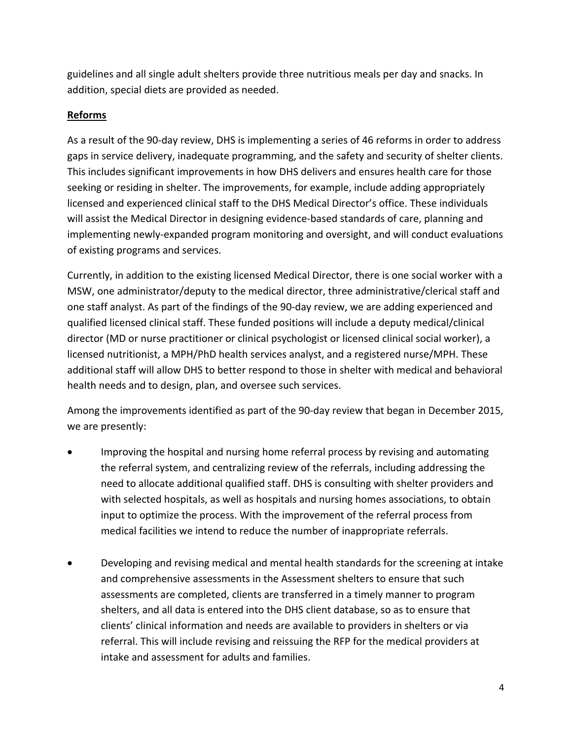guidelines and all single adult shelters provide three nutritious meals per day and snacks. In addition, special diets are provided as needed.

## Reforms

As a result of the 90-day review, DHS is implementing a series of 46 reforms in order to address gaps in service delivery, inadequate programming, and the safety and security of shelter clients. This includes significant improvements in how DHS delivers and ensures health care for those seeking or residing in shelter. The improvements, for example, include adding appropriately licensed and experienced clinical staff to the DHS Medical Director's office. These individuals will assist the Medical Director in designing evidence-based standards of care, planning and implementing newly-expanded program monitoring and oversight, and will conduct evaluations of existing programs and services.

Currently, in addition to the existing licensed Medical Director, there is one social worker with a MSW, one administrator/deputy to the medical director, three administrative/clerical staff and one staff analyst. As part of the findings of the 90-day review, we are adding experienced and qualified licensed clinical staff. These funded positions will include a deputy medical/clinical director (MD or nurse practitioner or clinical psychologist or licensed clinical social worker), a licensed nutritionist, a MPH/PhD health services analyst, and a registered nurse/MPH. These additional staff will allow DHS to better respond to those in shelter with medical and behavioral health needs and to design, plan, and oversee such services.

Among the improvements identified as part of the 90-day review that began in December 2015, we are presently:

- Improving the hospital and nursing home referral process by revising and automating the referral system, and centralizing review of the referrals, including addressing the need to allocate additional qualified staff. DHS is consulting with shelter providers and with selected hospitals, as well as hospitals and nursing homes associations, to obtain input to optimize the process. With the improvement of the referral process from medical facilities we intend to reduce the number of inappropriate referrals.

- Developing and revising medical and mental health standards for the screening at intake and comprehensive assessments in the Assessment shelters to ensure that such assessments are completed, clients are transferred in a timely manner to program shelters, and all data is entered into the DHS client database, so as to ensure that clients' clinical information and needs are available to providers in shelters or via referral. This will include revising and reissuing the RFP for the medical providers at intake and assessment for adults and families.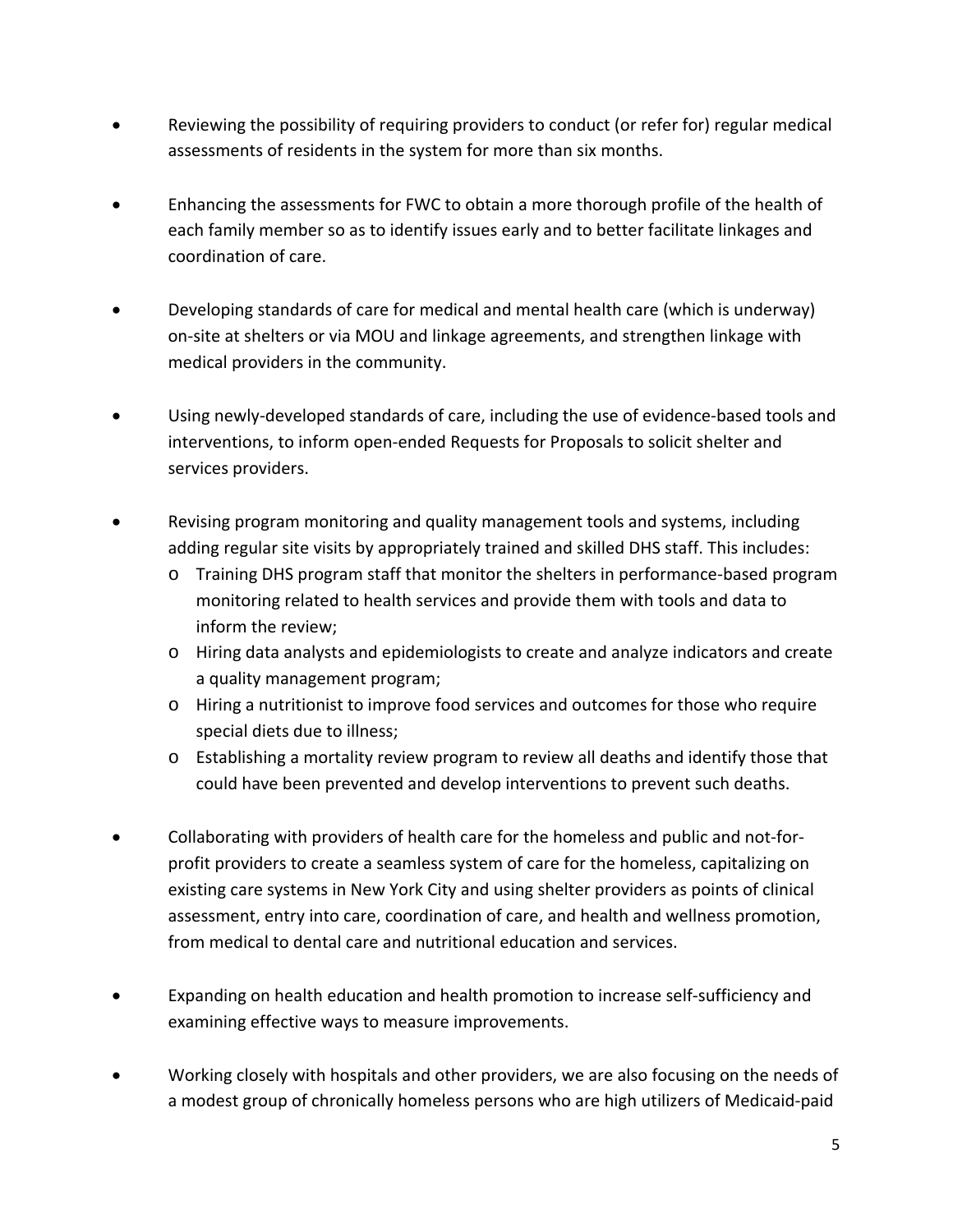- Reviewing the possibility of requiring providers to conduct (or refer for) regular medical assessments of residents in the system for more than six months.

- Enhancing the assessments for FWC to obtain a more thorough profile of the health of each family member so as to identify issues early and to better facilitate linkages and coordination of care.

- Developing standards of care for medical and mental health care (which is underway) on-site at shelters or via MOU and linkage agreements, and strengthen linkage with medical providers in the community.

- Using newly-developed standards of care, including the use of evidence-based tools and interventions, to inform open-ended Requests for Proposals to solicit shelter and services providers.

- Revising program monitoring and quality management tools and systems, including adding regular site visits by appropriately trained and skilled DHS staff. This includes:
  - Training DHS program staff that monitor the shelters in performance-based program monitoring related to health services and provide them with tools and data to inform the review;
  - Hiring data analysts and epidemiologists to create and analyze indicators and create a quality management program;
  - Hiring a nutritionist to improve food services and outcomes for those who require special diets due to illness;
  - Establishing a mortality review program to review all deaths and identify those that could have been prevented and develop interventions to prevent such deaths.

- Collaborating with providers of health care for the homeless and public and not-for-profit providers to create a seamless system of care for the homeless, capitalizing on existing care systems in New York City and using shelter providers as points of clinical assessment, entry into care, coordination of care, and health and wellness promotion, from medical to dental care and nutritional education and services.

- Expanding on health education and health promotion to increase self-sufficiency and examining effective ways to measure improvements.

- Working closely with hospitals and other providers, we are also focusing on the needs of a modest group of chronically homeless persons who are high utilizers of Medicaid-paid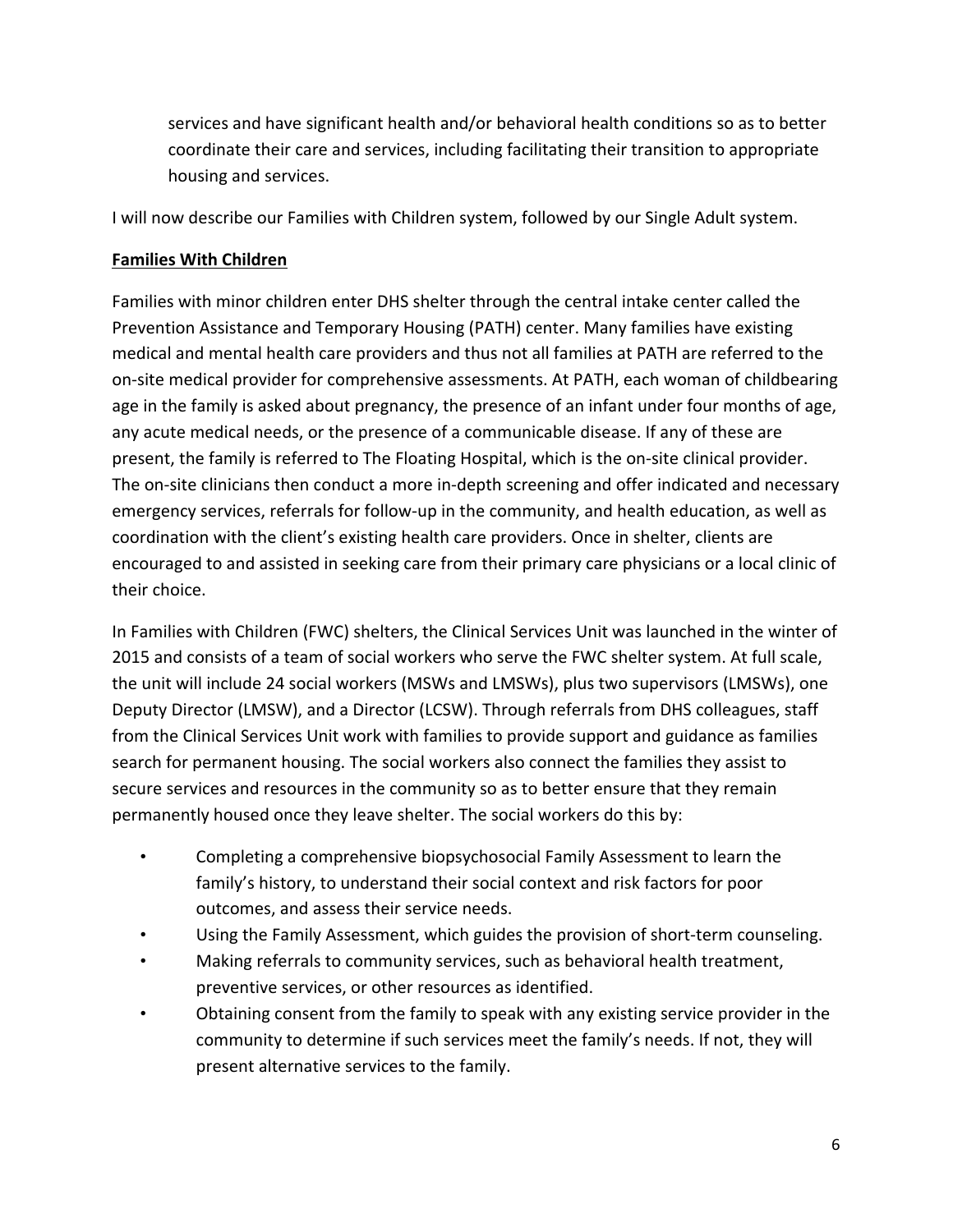services and have significant health and/or behavioral health conditions so as to better coordinate their care and services, including facilitating their transition to appropriate housing and services.

I will now describe our Families with Children system, followed by our Single Adult system.

**Families With Children**

Families with minor children enter DHS shelter through the central intake center called the Prevention Assistance and Temporary Housing (PATH) center. Many families have existing medical and mental health care providers and thus not all families at PATH are referred to the on-site medical provider for comprehensive assessments. At PATH, each woman of childbearing age in the family is asked about pregnancy, the presence of an infant under four months of age, any acute medical needs, or the presence of a communicable disease. If any of these are present, the family is referred to The Floating Hospital, which is the on-site clinical provider. The on-site clinicians then conduct a more in-depth screening and offer indicated and necessary emergency services, referrals for follow-up in the community, and health education, as well as coordination with the client's existing health care providers. Once in shelter, clients are encouraged to and assisted in seeking care from their primary care physicians or a local clinic of their choice.

In Families with Children (FWC) shelters, the Clinical Services Unit was launched in the winter of 2015 and consists of a team of social workers who serve the FWC shelter system. At full scale, the unit will include 24 social workers (MSWs and LMSWs), plus two supervisors (LMSWs), one Deputy Director (LMSW), and a Director (LCSW). Through referrals from DHS colleagues, staff from the Clinical Services Unit work with families to provide support and guidance as families search for permanent housing. The social workers also connect the families they assist to secure services and resources in the community so as to better ensure that they remain permanently housed once they leave shelter. The social workers do this by:

- Completing a comprehensive biopsychosocial Family Assessment to learn the family's history, to understand their social context and risk factors for poor outcomes, and assess their service needs.
- Using the Family Assessment, which guides the provision of short-term counseling.
- Making referrals to community services, such as behavioral health treatment, preventive services, or other resources as identified.
- Obtaining consent from the family to speak with any existing service provider in the community to determine if such services meet the family's needs. If not, they will present alternative services to the family.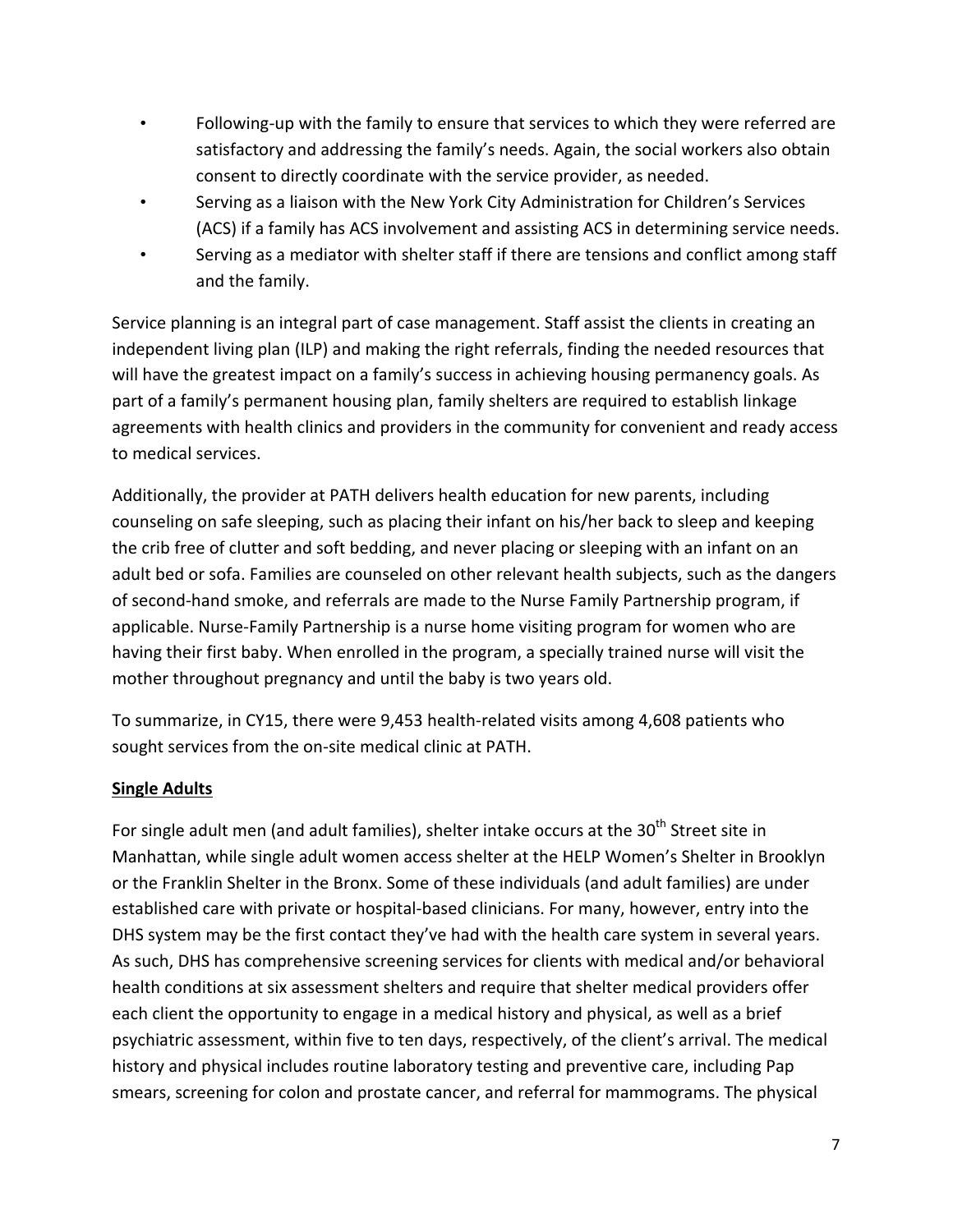- Following-up with the family to ensure that services to which they were referred are satisfactory and addressing the family's needs. Again, the social workers also obtain consent to directly coordinate with the service provider, as needed.
- Serving as a liaison with the New York City Administration for Children's Services (ACS) if a family has ACS involvement and assisting ACS in determining service needs.
- Serving as a mediator with shelter staff if there are tensions and conflict among staff and the family.

Service planning is an integral part of case management. Staff assist the clients in creating an independent living plan (ILP) and making the right referrals, finding the needed resources that will have the greatest impact on a family's success in achieving housing permanency goals. As part of a family's permanent housing plan, family shelters are required to establish linkage agreements with health clinics and providers in the community for convenient and ready access to medical services.

Additionally, the provider at PATH delivers health education for new parents, including counseling on safe sleeping, such as placing their infant on his/her back to sleep and keeping the crib free of clutter and soft bedding, and never placing or sleeping with an infant on an adult bed or sofa. Families are counseled on other relevant health subjects, such as the dangers of second-hand smoke, and referrals are made to the Nurse Family Partnership program, if applicable. Nurse-Family Partnership is a nurse home visiting program for women who are having their first baby. When enrolled in the program, a specially trained nurse will visit the mother throughout pregnancy and until the baby is two years old.

To summarize, in CY15, there were 9,453 health-related visits among 4,608 patients who sought services from the on-site medical clinic at PATH.

**Single Adults**

For single adult men (and adult families), shelter intake occurs at the 30th Street site in Manhattan, while single adult women access shelter at the HELP Women's Shelter in Brooklyn or the Franklin Shelter in the Bronx. Some of these individuals (and adult families) are under established care with private or hospital-based clinicians. For many, however, entry into the DHS system may be the first contact they've had with the health care system in several years. As such, DHS has comprehensive screening services for clients with medical and/or behavioral health conditions at six assessment shelters and require that shelter medical providers offer each client the opportunity to engage in a medical history and physical, as well as a brief psychiatric assessment, within five to ten days, respectively, of the client's arrival. The medical history and physical includes routine laboratory testing and preventive care, including Pap smears, screening for colon and prostate cancer, and referral for mammograms. The physical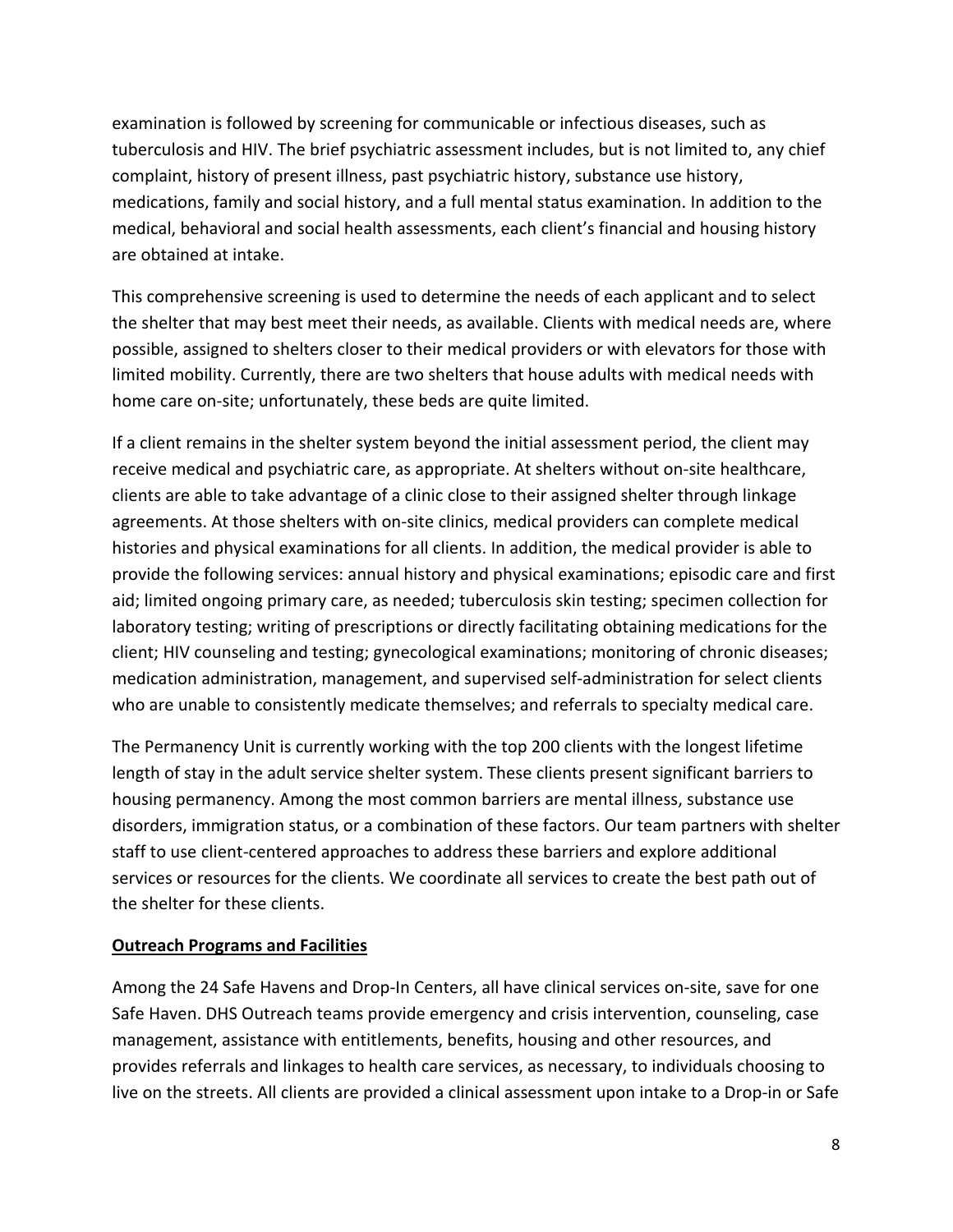examination is followed by screening for communicable or infectious diseases, such as tuberculosis and HIV. The brief psychiatric assessment includes, but is not limited to, any chief complaint, history of present illness, past psychiatric history, substance use history, medications, family and social history, and a full mental status examination. In addition to the medical, behavioral and social health assessments, each client's financial and housing history are obtained at intake.

This comprehensive screening is used to determine the needs of each applicant and to select the shelter that may best meet their needs, as available. Clients with medical needs are, where possible, assigned to shelters closer to their medical providers or with elevators for those with limited mobility. Currently, there are two shelters that house adults with medical needs with home care on-site; unfortunately, these beds are quite limited.

If a client remains in the shelter system beyond the initial assessment period, the client may receive medical and psychiatric care, as appropriate. At shelters without on-site healthcare, clients are able to take advantage of a clinic close to their assigned shelter through linkage agreements. At those shelters with on-site clinics, medical providers can complete medical histories and physical examinations for all clients. In addition, the medical provider is able to provide the following services: annual history and physical examinations; episodic care and first aid; limited ongoing primary care, as needed; tuberculosis skin testing; specimen collection for laboratory testing; writing of prescriptions or directly facilitating obtaining medications for the client; HIV counseling and testing; gynecological examinations; monitoring of chronic diseases; medication administration, management, and supervised self-administration for select clients who are unable to consistently medicate themselves; and referrals to specialty medical care.

The Permanency Unit is currently working with the top 200 clients with the longest lifetime length of stay in the adult service shelter system. These clients present significant barriers to housing permanency. Among the most common barriers are mental illness, substance use disorders, immigration status, or a combination of these factors. Our team partners with shelter staff to use client-centered approaches to address these barriers and explore additional services or resources for the clients. We coordinate all services to create the best path out of the shelter for these clients.

**Outreach Programs and Facilities**

Among the 24 Safe Havens and Drop-In Centers, all have clinical services on-site, save for one Safe Haven. DHS Outreach teams provide emergency and crisis intervention, counseling, case management, assistance with entitlements, benefits, housing and other resources, and provides referrals and linkages to health care services, as necessary, to individuals choosing to live on the streets. All clients are provided a clinical assessment upon intake to a Drop-in or Safe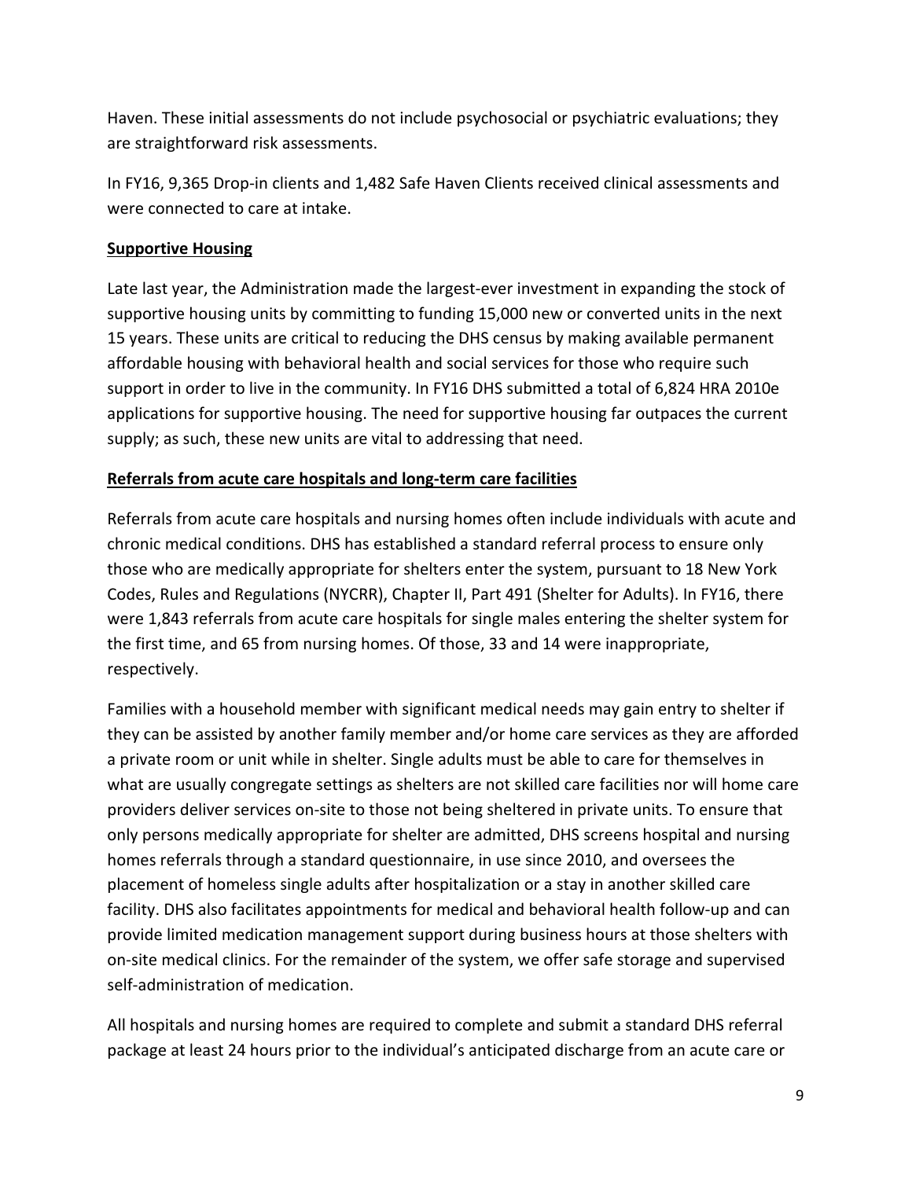Haven. These initial assessments do not include psychosocial or psychiatric evaluations; they are straightforward risk assessments.

In FY16, 9,365 Drop-in clients and 1,482 Safe Haven Clients received clinical assessments and were connected to care at intake.

**Supportive Housing**

Late last year, the Administration made the largest-ever investment in expanding the stock of supportive housing units by committing to funding 15,000 new or converted units in the next 15 years. These units are critical to reducing the DHS census by making available permanent affordable housing with behavioral health and social services for those who require such support in order to live in the community. In FY16 DHS submitted a total of 6,824 HRA 2010e applications for supportive housing. The need for supportive housing far outpaces the current supply; as such, these new units are vital to addressing that need.

**Referrals from acute care hospitals and long-term care facilities**

Referrals from acute care hospitals and nursing homes often include individuals with acute and chronic medical conditions. DHS has established a standard referral process to ensure only those who are medically appropriate for shelters enter the system, pursuant to 18 New York Codes, Rules and Regulations (NYCRR), Chapter II, Part 491 (Shelter for Adults). In FY16, there were 1,843 referrals from acute care hospitals for single males entering the shelter system for the first time, and 65 from nursing homes. Of those, 33 and 14 were inappropriate, respectively.

Families with a household member with significant medical needs may gain entry to shelter if they can be assisted by another family member and/or home care services as they are afforded a private room or unit while in shelter. Single adults must be able to care for themselves in what are usually congregate settings as shelters are not skilled care facilities nor will home care providers deliver services on-site to those not being sheltered in private units. To ensure that only persons medically appropriate for shelter are admitted, DHS screens hospital and nursing homes referrals through a standard questionnaire, in use since 2010, and oversees the placement of homeless single adults after hospitalization or a stay in another skilled care facility. DHS also facilitates appointments for medical and behavioral health follow-up and can provide limited medication management support during business hours at those shelters with on-site medical clinics. For the remainder of the system, we offer safe storage and supervised self-administration of medication.

All hospitals and nursing homes are required to complete and submit a standard DHS referral package at least 24 hours prior to the individual's anticipated discharge from an acute care or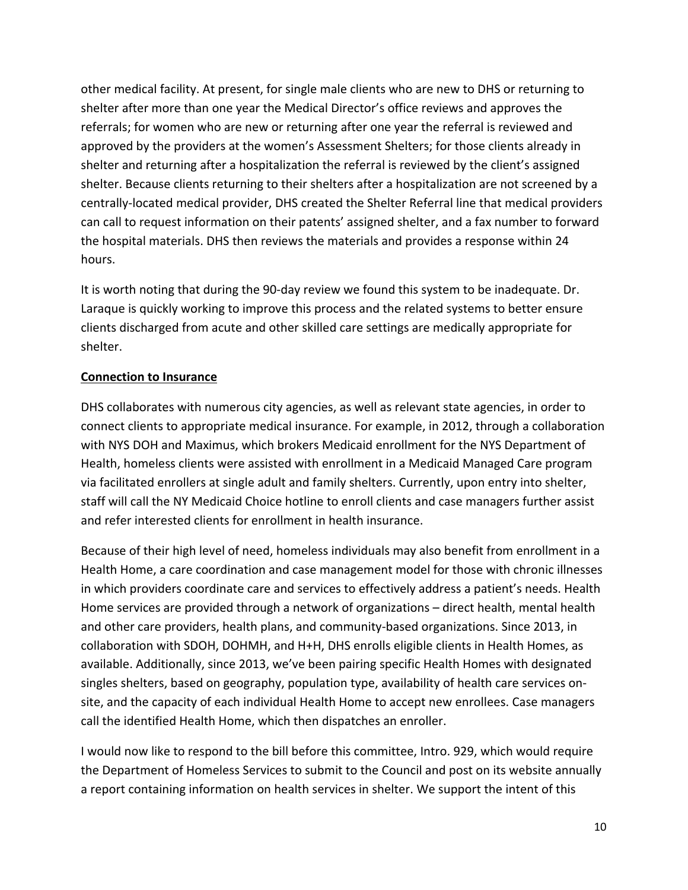other medical facility. At present, for single male clients who are new to DHS or returning to shelter after more than one year the Medical Director's office reviews and approves the referrals; for women who are new or returning after one year the referral is reviewed and approved by the providers at the women's Assessment Shelters; for those clients already in shelter and returning after a hospitalization the referral is reviewed by the client's assigned shelter. Because clients returning to their shelters after a hospitalization are not screened by a centrally-located medical provider, DHS created the Shelter Referral line that medical providers can call to request information on their patents' assigned shelter, and a fax number to forward the hospital materials. DHS then reviews the materials and provides a response within 24 hours.

It is worth noting that during the 90-day review we found this system to be inadequate. Dr. Laraque is quickly working to improve this process and the related systems to better ensure clients discharged from acute and other skilled care settings are medically appropriate for shelter.

**Connection to Insurance**

DHS collaborates with numerous city agencies, as well as relevant state agencies, in order to connect clients to appropriate medical insurance. For example, in 2012, through a collaboration with NYS DOH and Maximus, which brokers Medicaid enrollment for the NYS Department of Health, homeless clients were assisted with enrollment in a Medicaid Managed Care program via facilitated enrollers at single adult and family shelters. Currently, upon entry into shelter, staff will call the NY Medicaid Choice hotline to enroll clients and case managers further assist and refer interested clients for enrollment in health insurance.

Because of their high level of need, homeless individuals may also benefit from enrollment in a Health Home, a care coordination and case management model for those with chronic illnesses in which providers coordinate care and services to effectively address a patient's needs. Health Home services are provided through a network of organizations – direct health, mental health and other care providers, health plans, and community-based organizations. Since 2013, in collaboration with SDOH, DOHMH, and H+H, DHS enrolls eligible clients in Health Homes, as available. Additionally, since 2013, we've been pairing specific Health Homes with designated singles shelters, based on geography, population type, availability of health care services on-site, and the capacity of each individual Health Home to accept new enrollees. Case managers call the identified Health Home, which then dispatches an enroller.

I would now like to respond to the bill before this committee, Intro. 929, which would require the Department of Homeless Services to submit to the Council and post on its website annually a report containing information on health services in shelter. We support the intent of this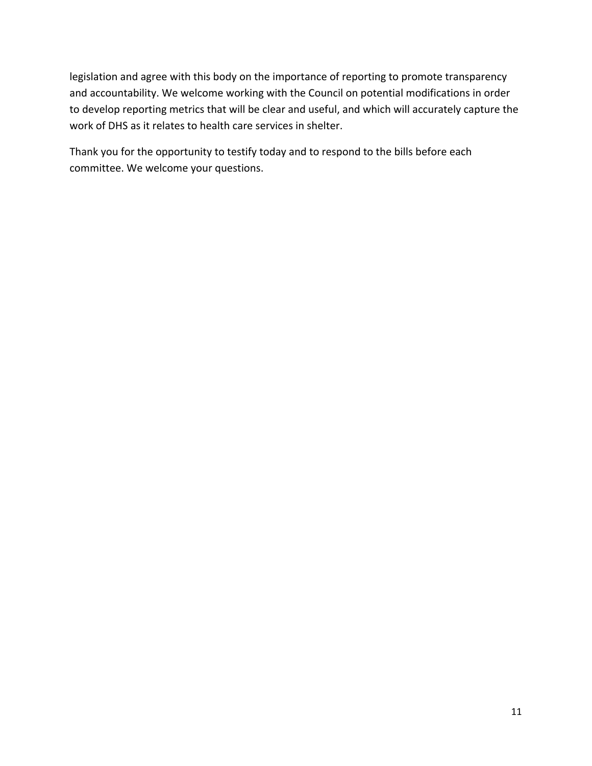legislation and agree with this body on the importance of reporting to promote transparency and accountability. We welcome working with the Council on potential modifications in order to develop reporting metrics that will be clear and useful, and which will accurately capture the work of DHS as it relates to health care services in shelter.

Thank you for the opportunity to testify today and to respond to the bills before each committee. We welcome your questions.